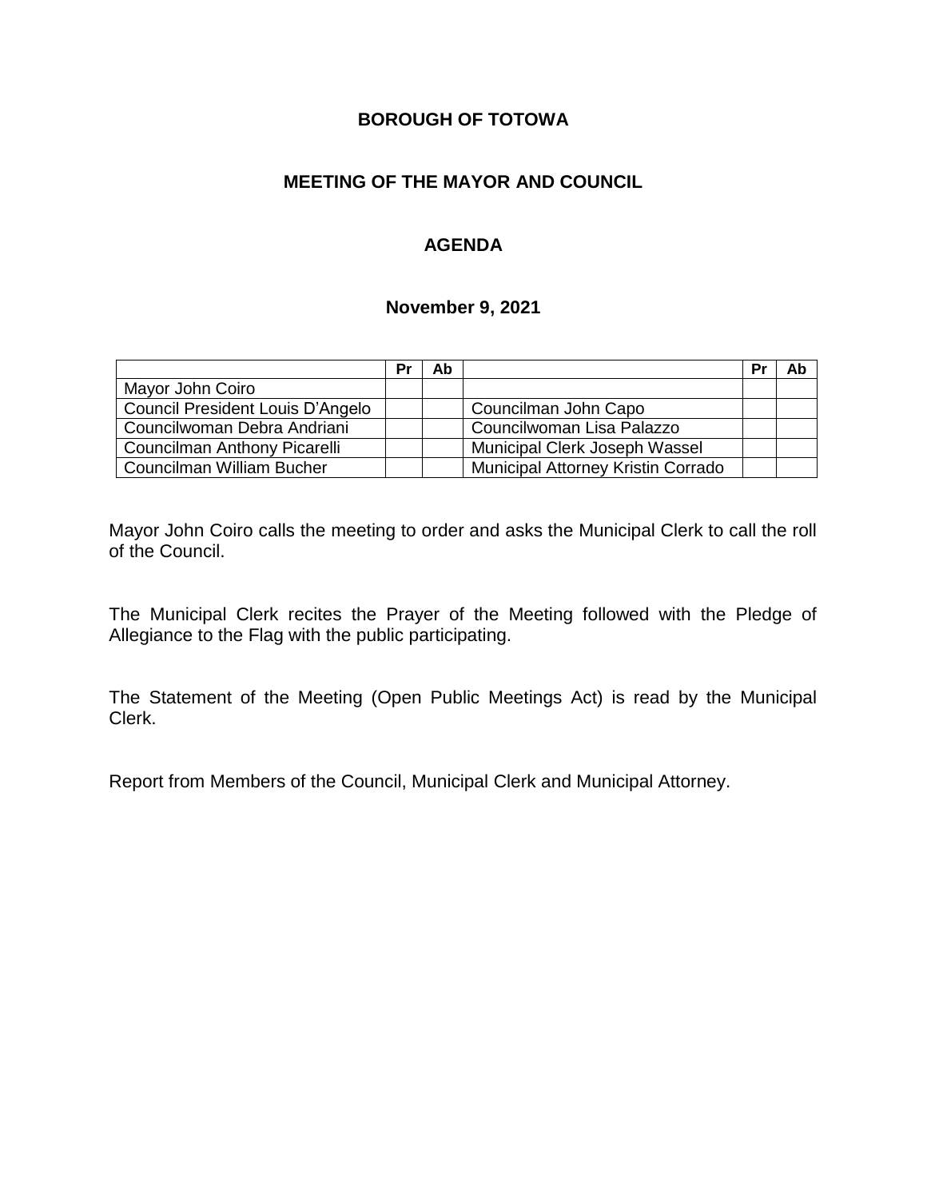**BOROUGH OF TOTOWA**

**MEETING OF THE MAYOR AND COUNCIL**

**AGENDA**

**November 9, 2021**

| | Pr | Ab | | Pr | Ab |
|---|---|---|---|---|---|
| Mayor John Coiro | | | | | |
| Council President Louis D'Angelo | | | Councilman John Capo | | |
| Councilwoman Debra Andriani | | | Councilwoman Lisa Palazzo | | |
| Councilman Anthony Picarelli | | | Municipal Clerk Joseph Wassel | | |
| Councilman William Bucher | | | Municipal Attorney Kristin Corrado | | |

Mayor John Coiro calls the meeting to order and asks the Municipal Clerk to call the roll of the Council.

The Municipal Clerk recites the Prayer of the Meeting followed with the Pledge of Allegiance to the Flag with the public participating.

The Statement of the Meeting (Open Public Meetings Act) is read by the Municipal Clerk.

Report from Members of the Council, Municipal Clerk and Municipal Attorney.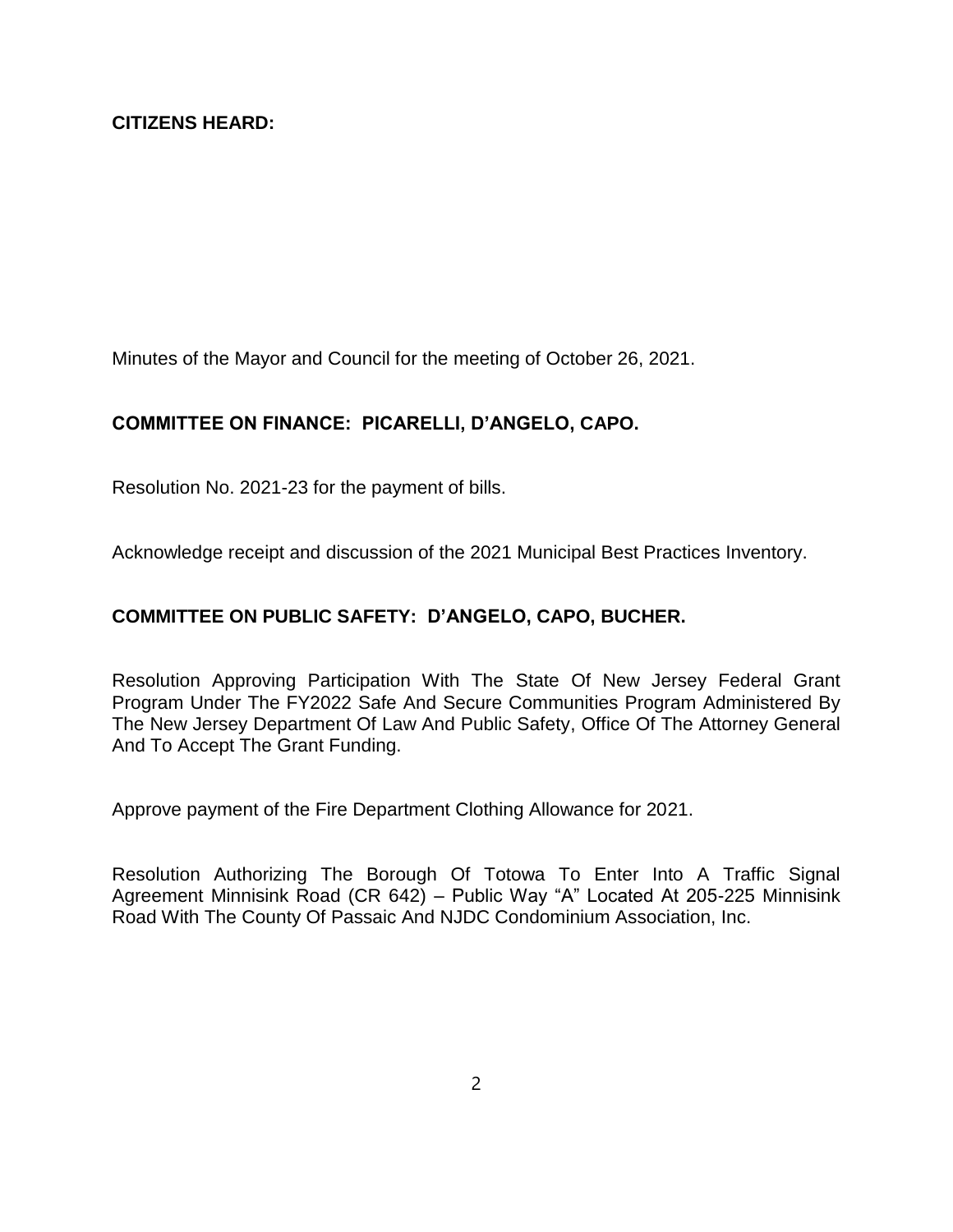**CITIZENS HEARD:**

Minutes of the Mayor and Council for the meeting of October 26, 2021.

**COMMITTEE ON FINANCE: PICARELLI, D'ANGELO, CAPO.**

Resolution No. 2021-23 for the payment of bills.

Acknowledge receipt and discussion of the 2021 Municipal Best Practices Inventory.

**COMMITTEE ON PUBLIC SAFETY: D'ANGELO, CAPO, BUCHER.**

Resolution Approving Participation With The State Of New Jersey Federal Grant Program Under The FY2022 Safe And Secure Communities Program Administered By The New Jersey Department Of Law And Public Safety, Office Of The Attorney General And To Accept The Grant Funding.

Approve payment of the Fire Department Clothing Allowance for 2021.

Resolution Authorizing The Borough Of Totowa To Enter Into A Traffic Signal Agreement Minnisink Road (CR 642) – Public Way "A" Located At 205-225 Minnisink Road With The County Of Passaic And NJDC Condominium Association, Inc.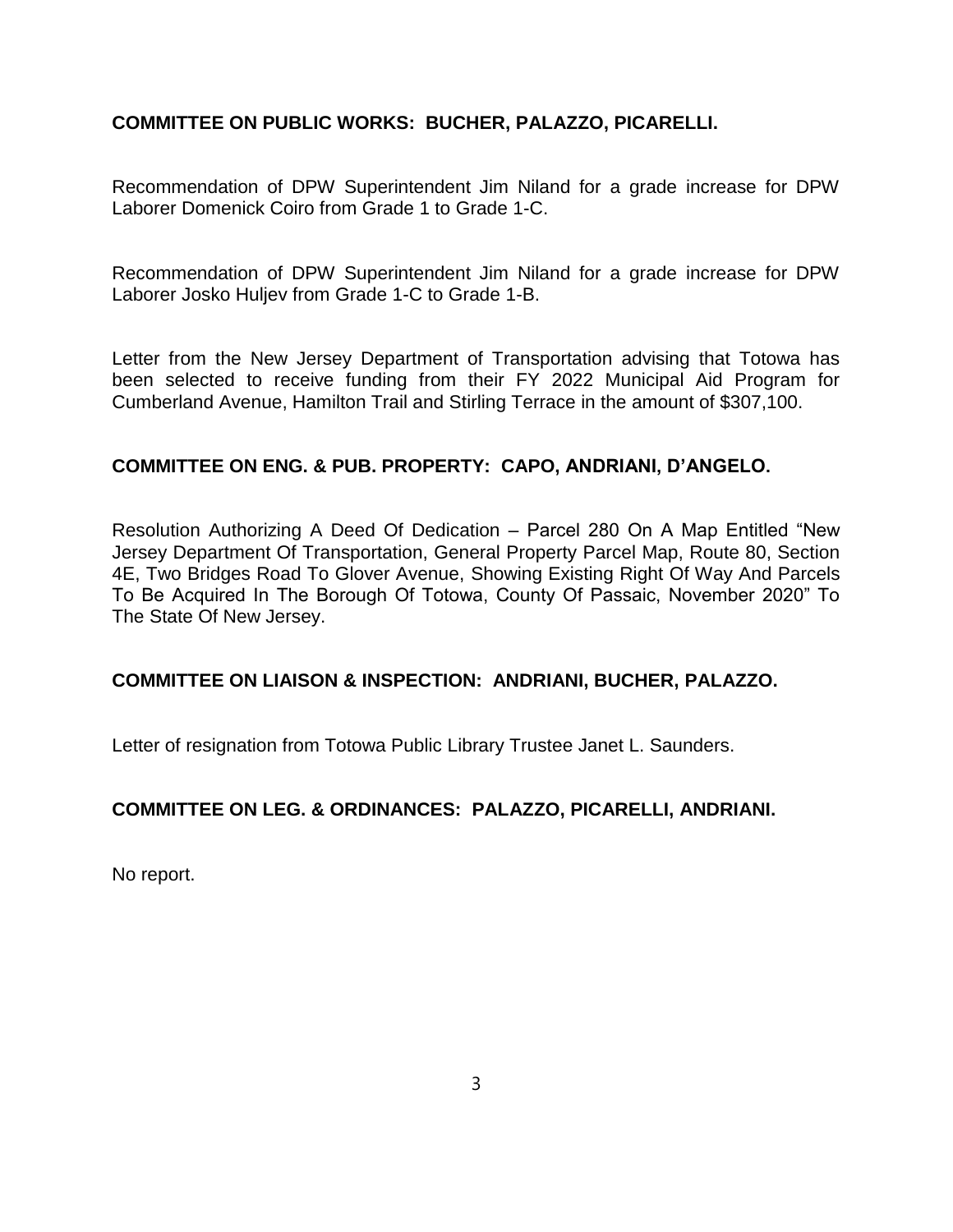**COMMITTEE ON PUBLIC WORKS: BUCHER, PALAZZO, PICARELLI.**

Recommendation of DPW Superintendent Jim Niland for a grade increase for DPW Laborer Domenick Coiro from Grade 1 to Grade 1-C.

Recommendation of DPW Superintendent Jim Niland for a grade increase for DPW Laborer Josko Huljev from Grade 1-C to Grade 1-B.

Letter from the New Jersey Department of Transportation advising that Totowa has been selected to receive funding from their FY 2022 Municipal Aid Program for Cumberland Avenue, Hamilton Trail and Stirling Terrace in the amount of $307,100.

**COMMITTEE ON ENG. & PUB. PROPERTY: CAPO, ANDRIANI, D'ANGELO.**

Resolution Authorizing A Deed Of Dedication – Parcel 280 On A Map Entitled "New Jersey Department Of Transportation, General Property Parcel Map, Route 80, Section 4E, Two Bridges Road To Glover Avenue, Showing Existing Right Of Way And Parcels To Be Acquired In The Borough Of Totowa, County Of Passaic, November 2020" To The State Of New Jersey.

**COMMITTEE ON LIAISON & INSPECTION: ANDRIANI, BUCHER, PALAZZO.**

Letter of resignation from Totowa Public Library Trustee Janet L. Saunders.

**COMMITTEE ON LEG. & ORDINANCES: PALAZZO, PICARELLI, ANDRIANI.**

No report.